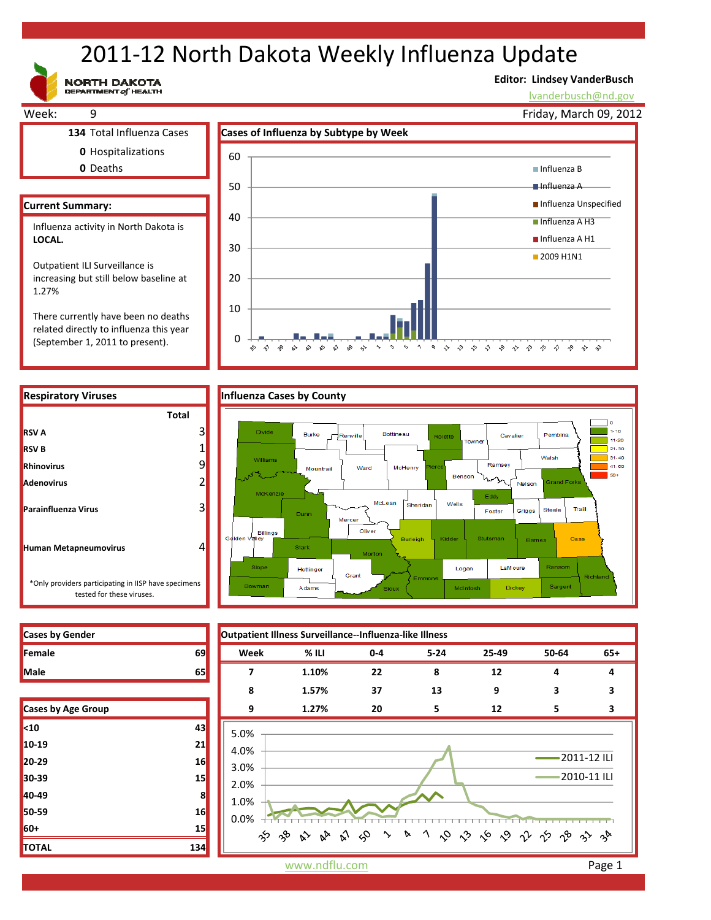# 2011-12 North Dakota Weekly Influenza Update

NORTH DAKOTA DEPARTMENT of HEALTH

**Editor: Lindsey VanderBusch**
lvanderbusch@nd.gov

Week: 9 — Friday, March 09, 2012

**134** Total Influenza Cases
**0** Hospitalizations
**0** Deaths

## Current Summary:

Influenza activity in North Dakota is **LOCAL.**

Outpatient ILI Surveillance is increasing but still below baseline at 1.27%

There currently have been no deaths related directly to influenza this year (September 1, 2011 to present).

## Cases of Influenza by Subtype by Week

Legend: Influenza B, Influenza A, Influenza Unspecified, Influenza A H3, Influenza A H1, 2009 H1N1

## Respiratory Viruses

| | Total |
|---|---|
| **RSV A** | 3 |
| **RSV B** | 1 |
| **Rhinovirus** | 9 |
| **Adenovirus** | 2 |
| **Parainfluenza Virus** | 3 |
| **Human Metapneumovirus** | 4 |

*Only providers participating in IISP have specimens tested for these viruses.

## Influenza Cases by County

Legend: 0, 1-10, 11-20, 21-30, 31-40, 41-50, 50+

## Cases by Gender

| | |
|---|---|
| **Female** | 69 |
| **Male** | 65 |

## Cases by Age Group

| | |
|---|---|
| **<10** | 43 |
| **10-19** | 21 |
| **20-29** | 16 |
| **30-39** | 15 |
| **40-49** | 8 |
| **50-59** | 16 |
| **60+** | 15 |
| **TOTAL** | 134 |

## Outpatient Illness Surveillance--Influenza-like Illness

| Week | % ILI | 0-4 | 5-24 | 25-49 | 50-64 | 65+ |
|---|---|---|---|---|---|---|
| 7 | 1.10% | 22 | 8 | 12 | 4 | 4 |
| 8 | 1.57% | 37 | 13 | 9 | 3 | 3 |
| 9 | 1.27% | 20 | 5 | 12 | 5 | 3 |

Legend: 2011-12 ILI, 2010-11 ILI

www.ndflu.com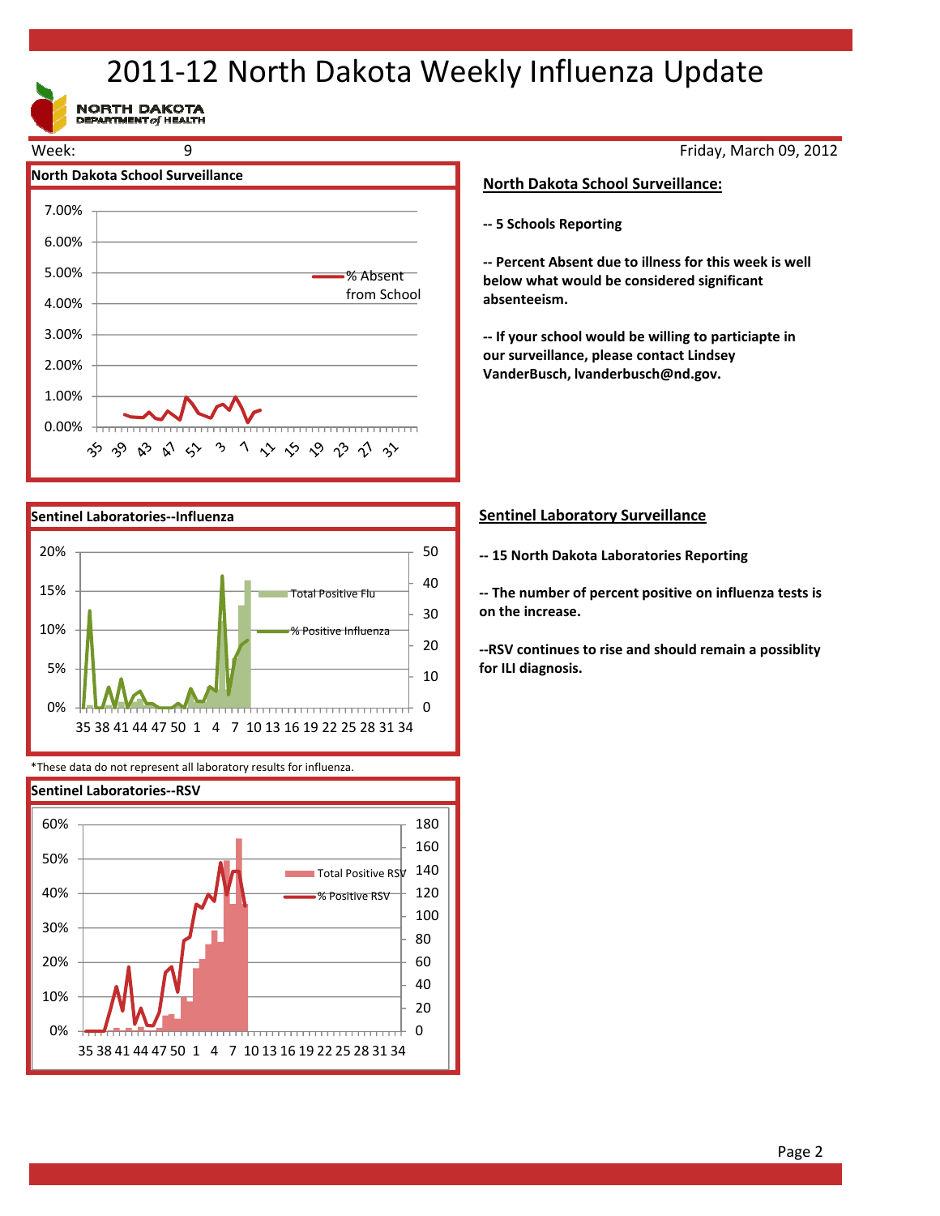# 2011-12 North Dakota Weekly Influenza Update

NORTH DAKOTA DEPARTMENT of HEALTH

Week: 9 Friday, March 09, 2012

### North Dakota School Surveillance

## North Dakota School Surveillance:

**-- 5 Schools Reporting**

**-- Percent Absent due to illness for this week is well below what would be considered significant absenteeism.**

**-- If your school would be willing to particiapte in our surveillance, please contact Lindsey VanderBusch, lvanderbusch@nd.gov.**

### Sentinel Laboratories--Influenza

*These data do not represent all laboratory results for influenza.

### Sentinel Laboratories--RSV

## Sentinel Laboratory Surveillance

**-- 15 North Dakota Laboratories Reporting**

**-- The number of percent positive on influenza tests is on the increase.**

**--RSV continues to rise and should remain a possiblity for ILI diagnosis.**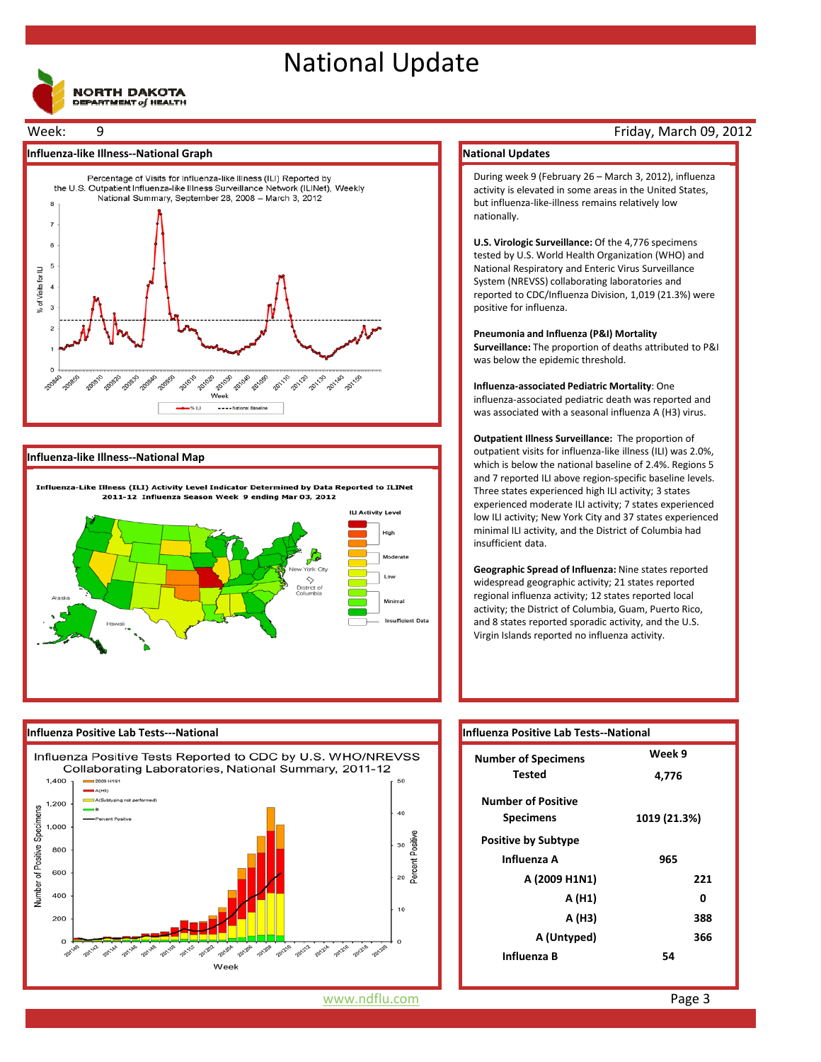# National Update

NORTH DAKOTA DEPARTMENT of HEALTH

Week: 9

Friday, March 09, 2012

## Influenza-like Illness--National Graph

Percentage of Visits for Influenza-like Illness (ILI) Reported by the U.S. Outpatient Influenza-like Illness Surveillance Network (ILINet), Weekly National Summary, September 28, 2008 – March 3, 2012

% of Visits for ILI

Week

% ILI
National Baseline

## Influenza-like Illness--National Map

Influenza-Like Illness (ILI) Activity Level Indicator Determined by Data Reported to ILINet
2011-12 Influenza Season Week 9 ending Mar 03, 2012

ILI Activity Level
High
Moderate
Low
Minimal
Insufficient Data

New York City
District of Columbia
Alaska
Hawaii

## Influenza Positive Lab Tests---National

Influenza Positive Tests Reported to CDC by U.S. WHO/NREVSS Collaborating Laboratories, National Summary, 2011-12

Number of Positive Specimens

Percent Positive

Week

2009 H1N1
A(H3)
A(Subtyping not performed)
B
Percent Positive

## National Updates

During week 9 (February 26 – March 3, 2012), influenza activity is elevated in some areas in the United States, but influenza-like-illness remains relatively low nationally.

**U.S. Virologic Surveillance:** Of the 4,776 specimens tested by U.S. World Health Organization (WHO) and National Respiratory and Enteric Virus Surveillance System (NREVSS) collaborating laboratories and reported to CDC/Influenza Division, 1,019 (21.3%) were positive for influenza.

**Pneumonia and Influenza (P&I) Mortality Surveillance:** The proportion of deaths attributed to P&I was below the epidemic threshold.

**Influenza-associated Pediatric Mortality**: One influenza-associated pediatric death was reported and was associated with a seasonal influenza A (H3) virus.

**Outpatient Illness Surveillance:** The proportion of outpatient visits for influenza-like illness (ILI) was 2.0%, which is below the national baseline of 2.4%. Regions 5 and 7 reported ILI above region-specific baseline levels. Three states experienced high ILI activity; 3 states experienced moderate ILI activity; 7 states experienced low ILI activity; New York City and 37 states experienced minimal ILI activity, and the District of Columbia had insufficient data.

**Geographic Spread of Influenza:** Nine states reported widespread geographic activity; 21 states reported regional influenza activity; 12 states reported local activity; the District of Columbia, Guam, Puerto Rico, and 8 states reported sporadic activity, and the U.S. Virgin Islands reported no influenza activity.

## Influenza Positive Lab Tests--National

| | Week 9 |
|---|---|
| **Number of Specimens Tested** | **4,776** |
| **Number of Positive Specimens** | **1019 (21.3%)** |
| **Positive by Subtype** | |
| **Influenza A** | **965** |
| **A (2009 H1N1)** | **221** |
| **A (H1)** | **0** |
| **A (H3)** | **388** |
| **A (Untyped)** | **366** |
| **Influenza B** | **54** |

www.ndflu.com